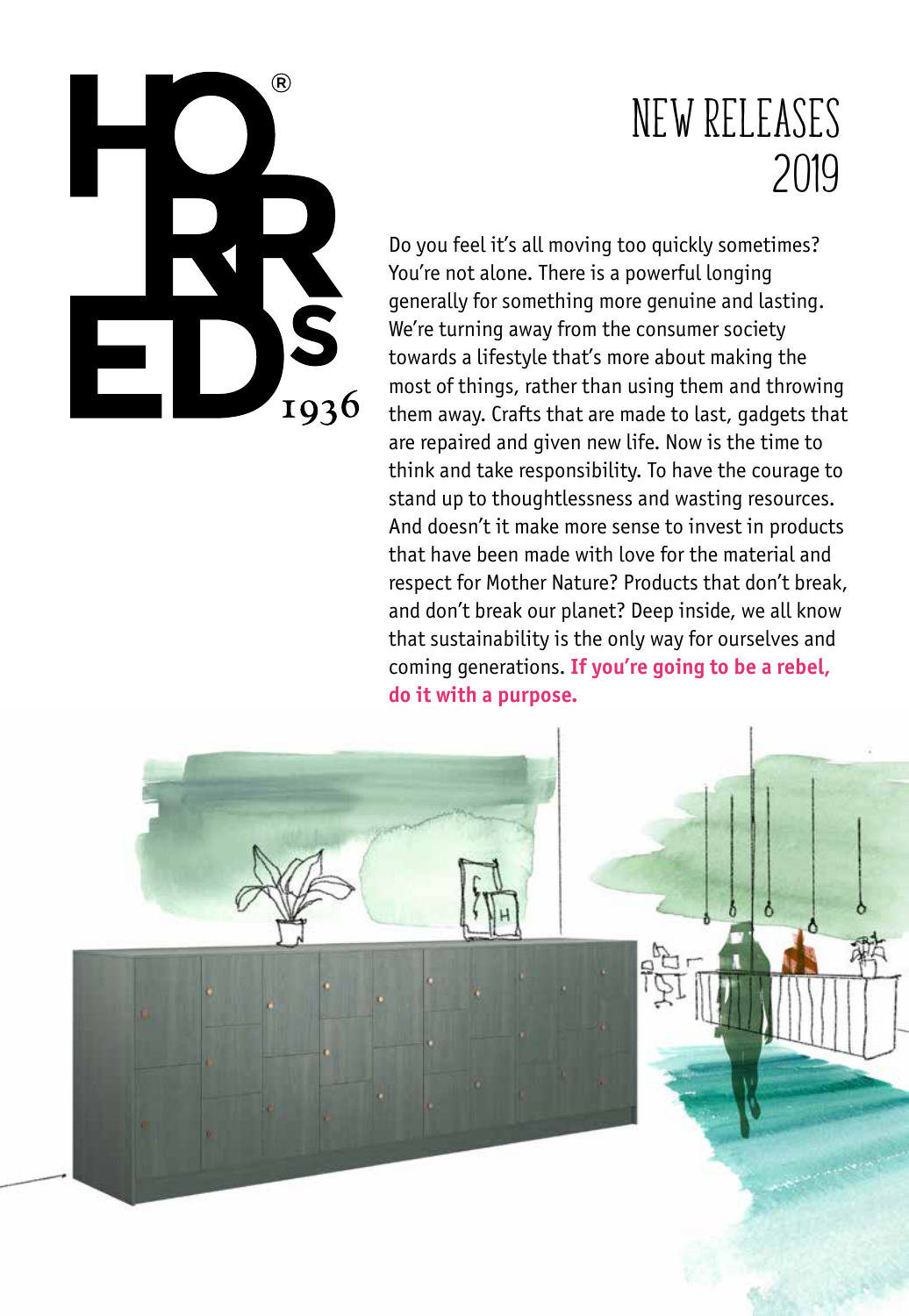HORREDS® 1936

# NEW RELEASES 2019

Do you feel it's all moving too quickly sometimes? You're not alone. There is a powerful longing generally for something more genuine and lasting. We're turning away from the consumer society towards a lifestyle that's more about making the most of things, rather than using them and throwing them away. Crafts that are made to last, gadgets that are repaired and given new life. Now is the time to think and take responsibility. To have the courage to stand up to thoughtlessness and wasting resources. And doesn't it make more sense to invest in products that have been made with love for the material and respect for Mother Nature? Products that don't break, and don't break our planet? Deep inside, we all know that sustainability is the only way for ourselves and coming generations. **If you're going to be a rebel, do it with a purpose.**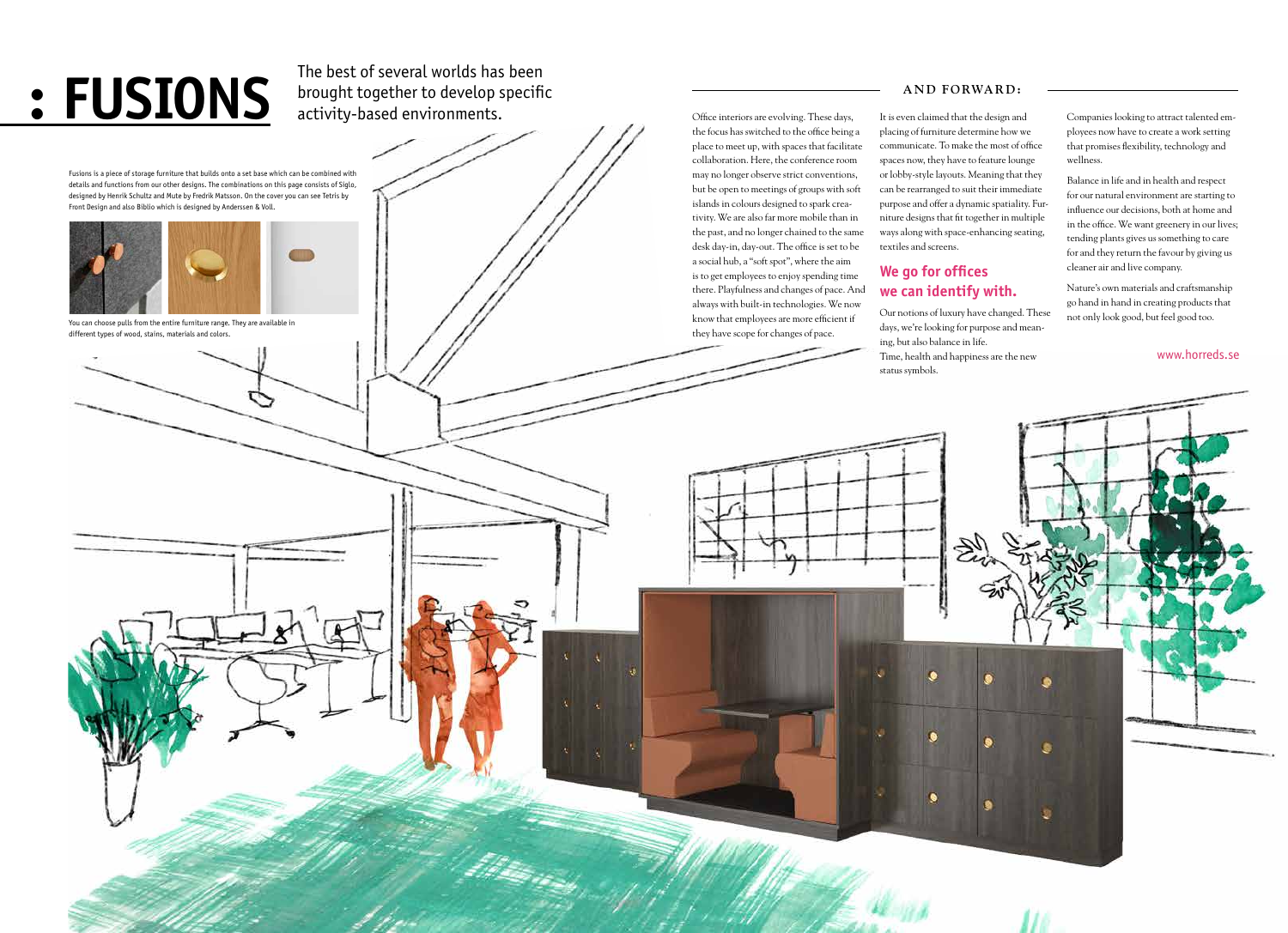# : FUSIONS

The best of several worlds has been brought together to develop specific activity-based environments.

Fusions is a piece of storage furniture that builds onto a set base which can be combined with details and functions from our other designs. The combinations on this page consists of Siglo, designed by Henrik Schultz and Mute by Fredrik Matsson. On the cover you can see Tetris by Front Design and also Biblio which is designed by Anderssen & Voll.

You can choose pulls from the entire furniture range. They are available in different types of wood, stains, materials and colors.

## AND FORWARD:

Office interiors are evolving. These days, the focus has switched to the office being a place to meet up, with spaces that facilitate collaboration. Here, the conference room may no longer observe strict conventions, but be open to meetings of groups with soft islands in colours designed to spark creativity. We are also far more mobile than in the past, and no longer chained to the same desk day-in, day-out. The office is set to be a social hub, a "soft spot", where the aim is to get employees to enjoy spending time there. Playfulness and changes of pace. And always with built-in technologies. We now know that employees are more efficient if they have scope for changes of pace.

It is even claimed that the design and placing of furniture determine how we communicate. To make the most of office spaces now, they have to feature lounge or lobby-style layouts. Meaning that they can be rearranged to suit their immediate purpose and offer a dynamic spatiality. Furniture designs that fit together in multiple ways along with space-enhancing seating, textiles and screens.

### We go for offices we can identify with.

Our notions of luxury have changed. These days, we're looking for purpose and meaning, but also balance in life.
Time, health and happiness are the new status symbols.

Companies looking to attract talented employees now have to create a work setting that promises flexibility, technology and wellness.

Balance in life and in health and respect for our natural environment are starting to influence our decisions, both at home and in the office. We want greenery in our lives; tending plants gives us something to care for and they return the favour by giving us cleaner air and live company.

Nature's own materials and craftsmanship go hand in hand in creating products that not only look good, but feel good too.

www.horreds.se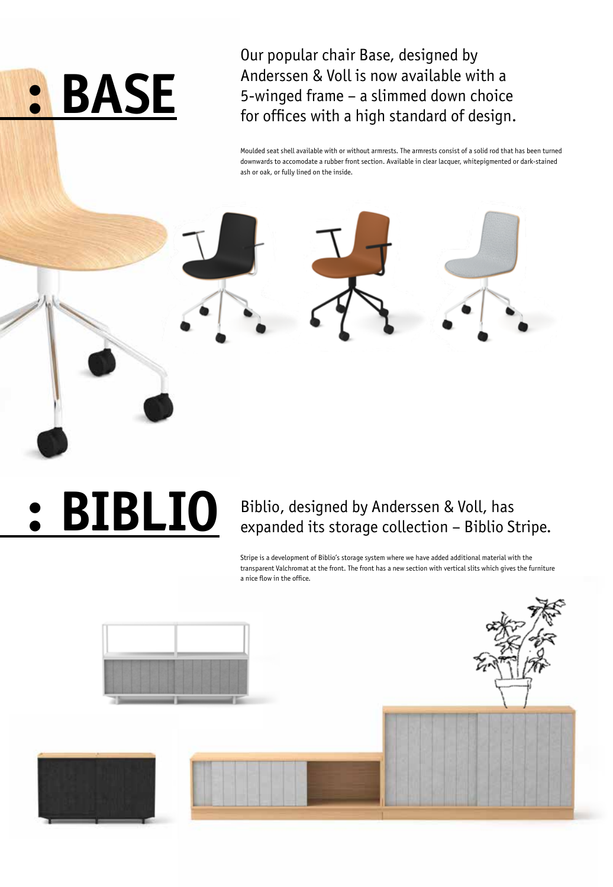# : BASE

Our popular chair Base, designed by Anderssen & Voll is now available with a 5-winged frame – a slimmed down choice for offices with a high standard of design.

Moulded seat shell available with or without armrests. The armrests consist of a solid rod that has been turned downwards to accomodate a rubber front section. Available in clear lacquer, whitepigmented or dark-stained ash or oak, or fully lined on the inside.

# : BIBLIO

Biblio, designed by Anderssen & Voll, has expanded its storage collection – Biblio Stripe.

Stripe is a development of Biblio's storage system where we have added additional material with the transparent Valchromat at the front. The front has a new section with vertical slits which gives the furniture a nice flow in the office.